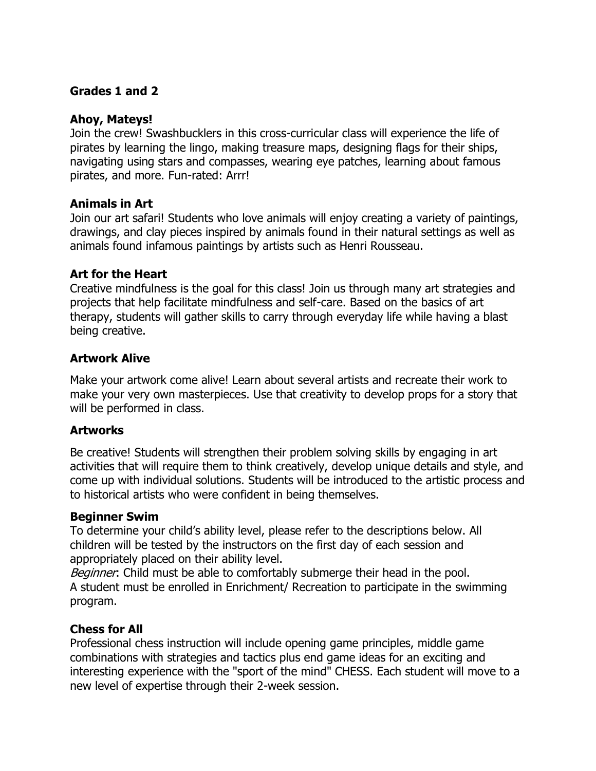## Grades 1 and 2

### Ahoy, Mateys!

Join the crew! Swashbucklers in this cross-curricular class will experience the life of pirates by learning the lingo, making treasure maps, designing flags for their ships, navigating using stars and compasses, wearing eye patches, learning about famous pirates, and more. Fun-rated: Arrr!

### Animals in Art

Join our art safari! Students who love animals will enjoy creating a variety of paintings, drawings, and clay pieces inspired by animals found in their natural settings as well as animals found infamous paintings by artists such as Henri Rousseau.

### Art for the Heart

Creative mindfulness is the goal for this class! Join us through many art strategies and projects that help facilitate mindfulness and self-care. Based on the basics of art therapy, students will gather skills to carry through everyday life while having a blast being creative.

### Artwork Alive

Make your artwork come alive! Learn about several artists and recreate their work to make your very own masterpieces. Use that creativity to develop props for a story that will be performed in class.

### Artworks

Be creative! Students will strengthen their problem solving skills by engaging in art activities that will require them to think creatively, develop unique details and style, and come up with individual solutions. Students will be introduced to the artistic process and to historical artists who were confident in being themselves.

### Beginner Swim

To determine your child's ability level, please refer to the descriptions below. All children will be tested by the instructors on the first day of each session and appropriately placed on their ability level.

*Beginner*: Child must be able to comfortably submerge their head in the pool.
A student must be enrolled in Enrichment/ Recreation to participate in the swimming program.

### Chess for All

Professional chess instruction will include opening game principles, middle game combinations with strategies and tactics plus end game ideas for an exciting and interesting experience with the "sport of the mind" CHESS. Each student will move to a new level of expertise through their 2-week session.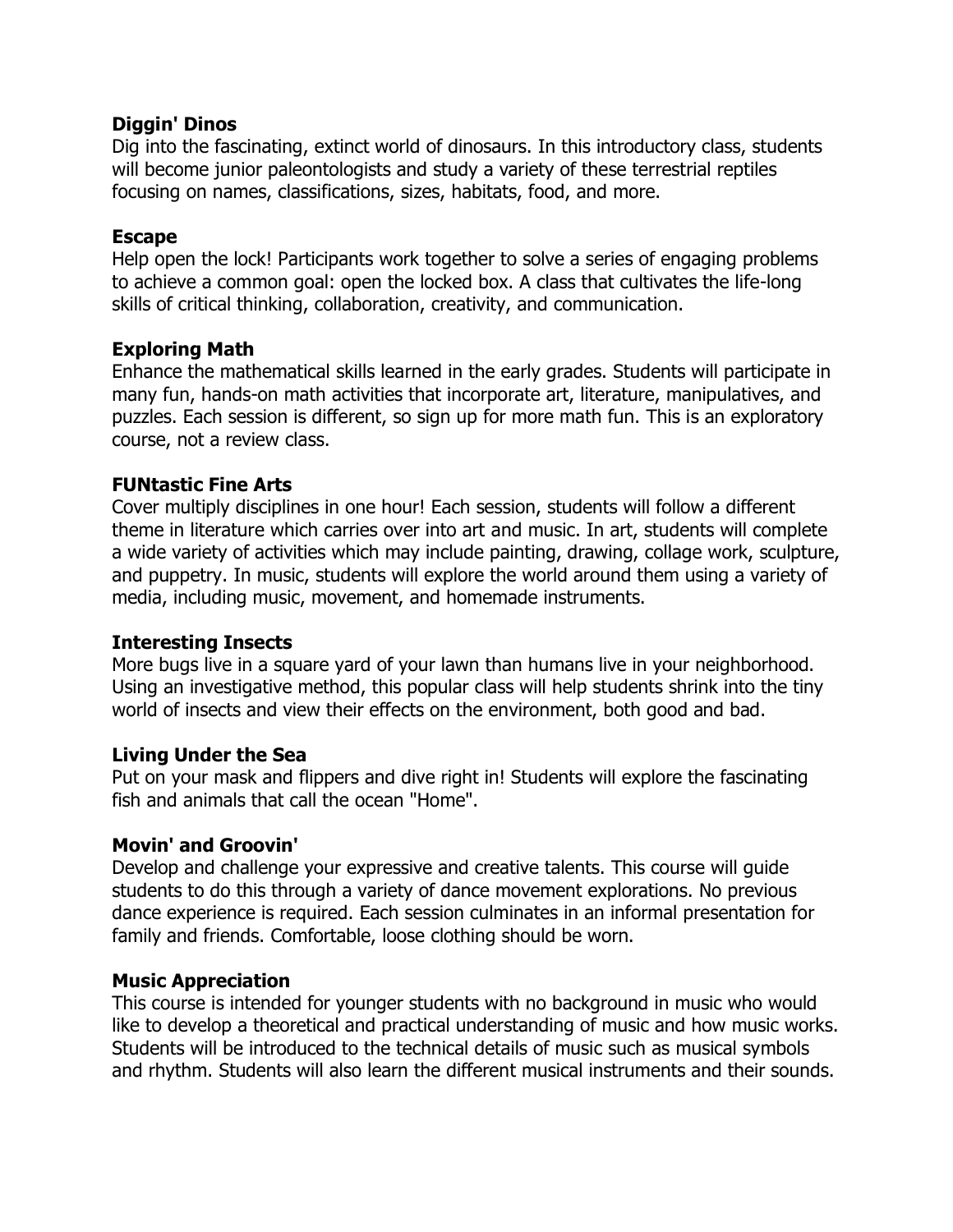**Diggin' Dinos**
Dig into the fascinating, extinct world of dinosaurs. In this introductory class, students will become junior paleontologists and study a variety of these terrestrial reptiles focusing on names, classifications, sizes, habitats, food, and more.

**Escape**
Help open the lock! Participants work together to solve a series of engaging problems to achieve a common goal: open the locked box. A class that cultivates the life-long skills of critical thinking, collaboration, creativity, and communication.

**Exploring Math**
Enhance the mathematical skills learned in the early grades. Students will participate in many fun, hands-on math activities that incorporate art, literature, manipulatives, and puzzles. Each session is different, so sign up for more math fun. This is an exploratory course, not a review class.

**FUNtastic Fine Arts**
Cover multiply disciplines in one hour! Each session, students will follow a different theme in literature which carries over into art and music. In art, students will complete a wide variety of activities which may include painting, drawing, collage work, sculpture, and puppetry. In music, students will explore the world around them using a variety of media, including music, movement, and homemade instruments.

**Interesting Insects**
More bugs live in a square yard of your lawn than humans live in your neighborhood. Using an investigative method, this popular class will help students shrink into the tiny world of insects and view their effects on the environment, both good and bad.

**Living Under the Sea**
Put on your mask and flippers and dive right in! Students will explore the fascinating fish and animals that call the ocean "Home".

**Movin' and Groovin'**
Develop and challenge your expressive and creative talents. This course will guide students to do this through a variety of dance movement explorations. No previous dance experience is required. Each session culminates in an informal presentation for family and friends. Comfortable, loose clothing should be worn.

**Music Appreciation**
This course is intended for younger students with no background in music who would like to develop a theoretical and practical understanding of music and how music works. Students will be introduced to the technical details of music such as musical symbols and rhythm. Students will also learn the different musical instruments and their sounds.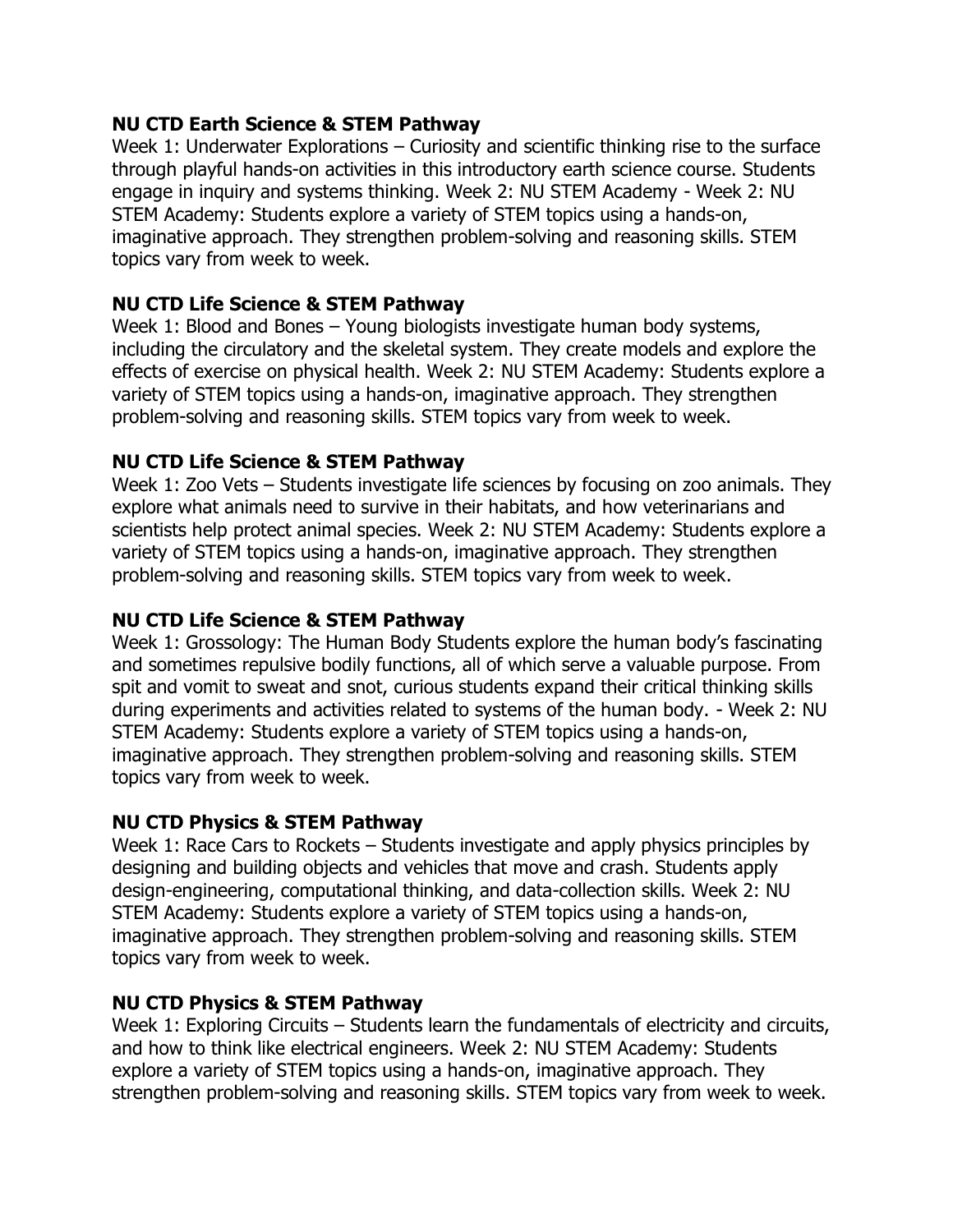**NU CTD Earth Science & STEM Pathway**
Week 1: Underwater Explorations – Curiosity and scientific thinking rise to the surface through playful hands-on activities in this introductory earth science course. Students engage in inquiry and systems thinking. Week 2: NU STEM Academy - Week 2: NU STEM Academy: Students explore a variety of STEM topics using a hands-on, imaginative approach. They strengthen problem-solving and reasoning skills. STEM topics vary from week to week.

**NU CTD Life Science & STEM Pathway**
Week 1: Blood and Bones – Young biologists investigate human body systems, including the circulatory and the skeletal system. They create models and explore the effects of exercise on physical health. Week 2: NU STEM Academy: Students explore a variety of STEM topics using a hands-on, imaginative approach. They strengthen problem-solving and reasoning skills. STEM topics vary from week to week.

**NU CTD Life Science & STEM Pathway**
Week 1: Zoo Vets – Students investigate life sciences by focusing on zoo animals. They explore what animals need to survive in their habitats, and how veterinarians and scientists help protect animal species. Week 2: NU STEM Academy: Students explore a variety of STEM topics using a hands-on, imaginative approach. They strengthen problem-solving and reasoning skills. STEM topics vary from week to week.

**NU CTD Life Science & STEM Pathway**
Week 1: Grossology: The Human Body Students explore the human body's fascinating and sometimes repulsive bodily functions, all of which serve a valuable purpose. From spit and vomit to sweat and snot, curious students expand their critical thinking skills during experiments and activities related to systems of the human body. - Week 2: NU STEM Academy: Students explore a variety of STEM topics using a hands-on, imaginative approach. They strengthen problem-solving and reasoning skills. STEM topics vary from week to week.

**NU CTD Physics & STEM Pathway**
Week 1: Race Cars to Rockets – Students investigate and apply physics principles by designing and building objects and vehicles that move and crash. Students apply design-engineering, computational thinking, and data-collection skills. Week 2: NU STEM Academy: Students explore a variety of STEM topics using a hands-on, imaginative approach. They strengthen problem-solving and reasoning skills. STEM topics vary from week to week.

**NU CTD Physics & STEM Pathway**
Week 1: Exploring Circuits – Students learn the fundamentals of electricity and circuits, and how to think like electrical engineers. Week 2: NU STEM Academy: Students explore a variety of STEM topics using a hands-on, imaginative approach. They strengthen problem-solving and reasoning skills. STEM topics vary from week to week.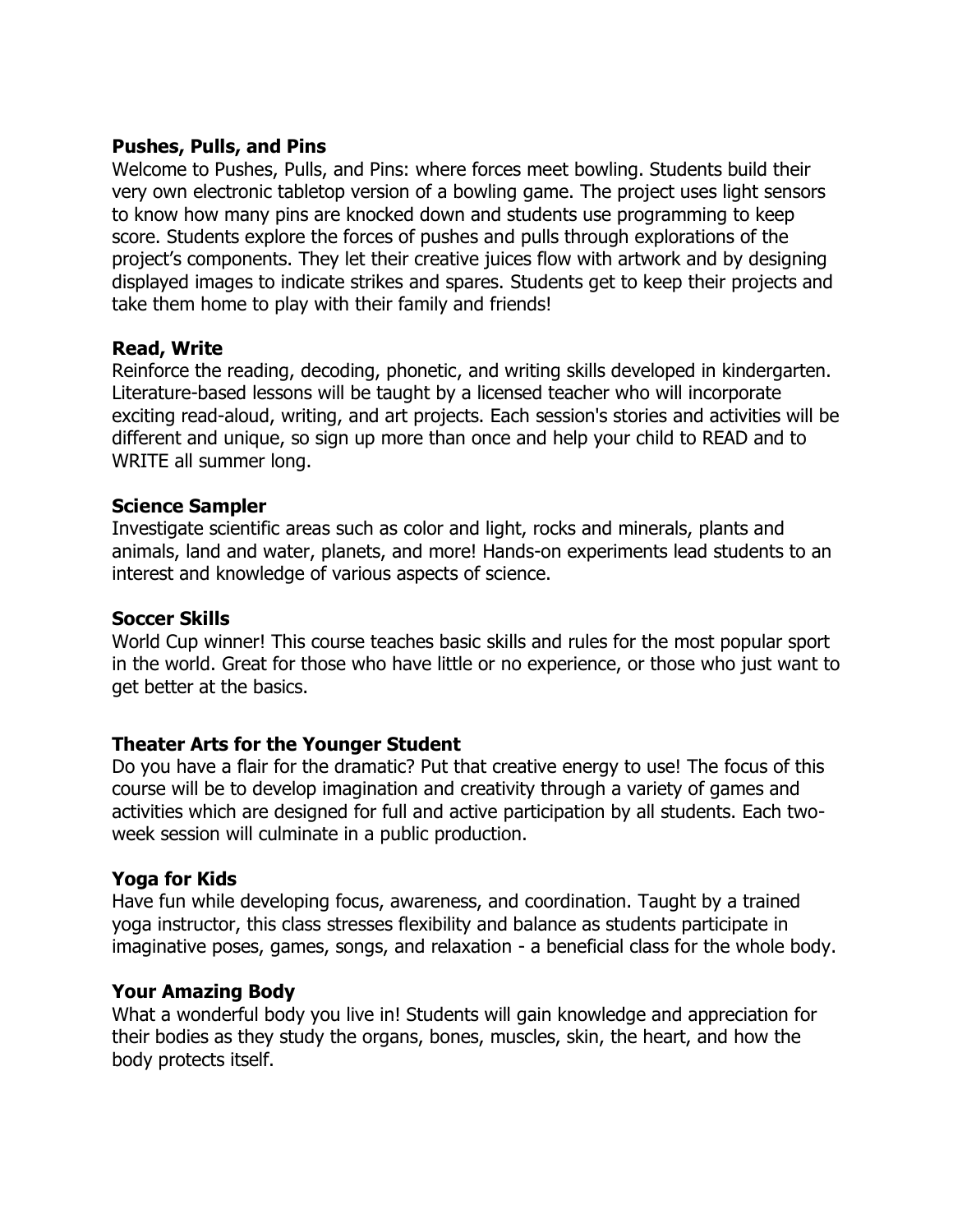### Pushes, Pulls, and Pins

Welcome to Pushes, Pulls, and Pins: where forces meet bowling. Students build their very own electronic tabletop version of a bowling game. The project uses light sensors to know how many pins are knocked down and students use programming to keep score. Students explore the forces of pushes and pulls through explorations of the project's components. They let their creative juices flow with artwork and by designing displayed images to indicate strikes and spares. Students get to keep their projects and take them home to play with their family and friends!

### Read, Write

Reinforce the reading, decoding, phonetic, and writing skills developed in kindergarten. Literature-based lessons will be taught by a licensed teacher who will incorporate exciting read-aloud, writing, and art projects. Each session's stories and activities will be different and unique, so sign up more than once and help your child to READ and to WRITE all summer long.

### Science Sampler

Investigate scientific areas such as color and light, rocks and minerals, plants and animals, land and water, planets, and more! Hands-on experiments lead students to an interest and knowledge of various aspects of science.

### Soccer Skills

World Cup winner! This course teaches basic skills and rules for the most popular sport in the world. Great for those who have little or no experience, or those who just want to get better at the basics.

### Theater Arts for the Younger Student

Do you have a flair for the dramatic? Put that creative energy to use! The focus of this course will be to develop imagination and creativity through a variety of games and activities which are designed for full and active participation by all students. Each two-week session will culminate in a public production.

### Yoga for Kids

Have fun while developing focus, awareness, and coordination. Taught by a trained yoga instructor, this class stresses flexibility and balance as students participate in imaginative poses, games, songs, and relaxation - a beneficial class for the whole body.

### Your Amazing Body

What a wonderful body you live in! Students will gain knowledge and appreciation for their bodies as they study the organs, bones, muscles, skin, the heart, and how the body protects itself.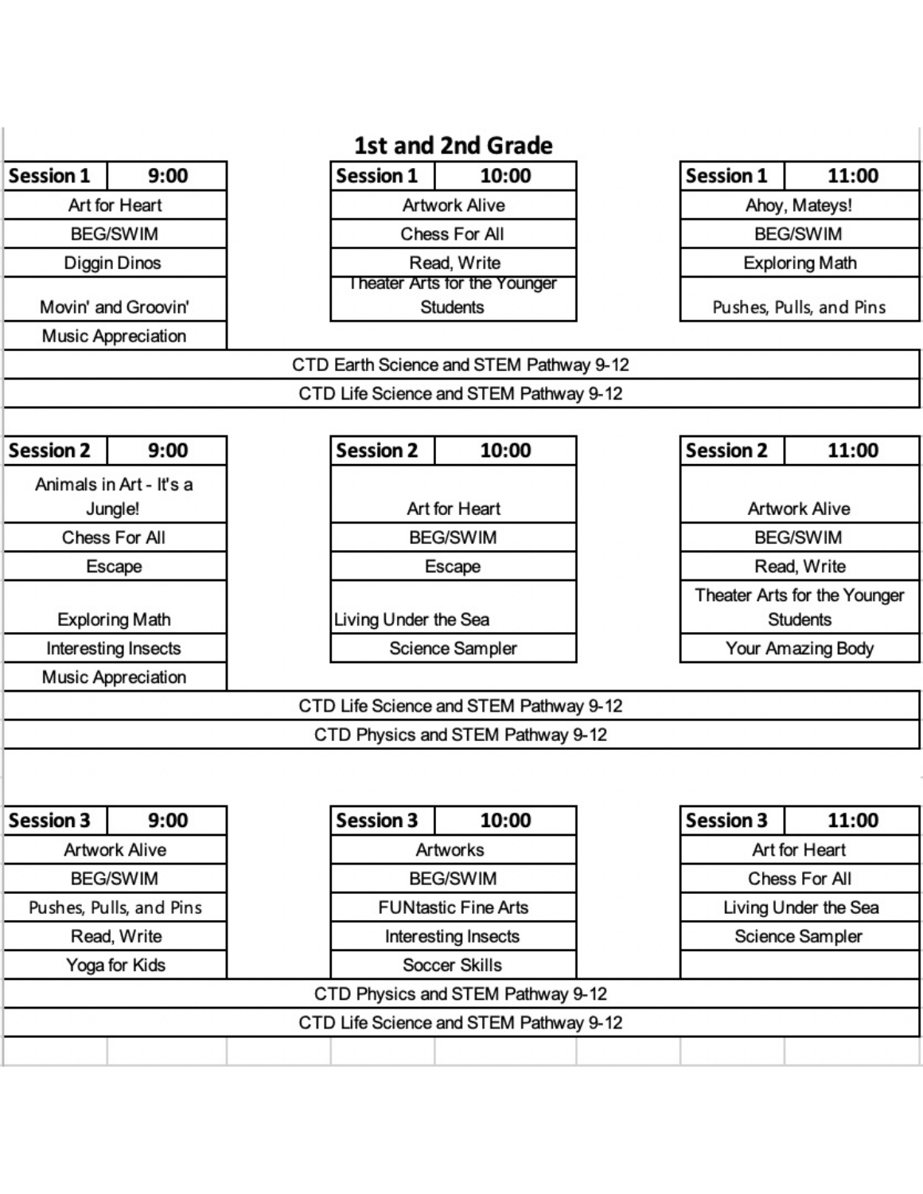# 1st and 2nd Grade

| Session 1 | 9:00 | Session 1 | 10:00 | Session 1 | 11:00 |
|---|---|---|---|---|---|
| Art for Heart | | Artwork Alive | | Ahoy, Mateys! | |
| BEG/SWIM | | Chess For All | | BEG/SWIM | |
| Diggin Dinos | | Read, Write | | Exploring Math | |
| Movin' and Groovin' | | Theater Arts for the Younger Students | | Pushes, Pulls, and Pins | |
| Music Appreciation | | | | | |

CTD Earth Science and STEM Pathway 9-12

CTD Life Science and STEM Pathway 9-12

| Session 2 | 9:00 | Session 2 | 10:00 | Session 2 | 11:00 |
|---|---|---|---|---|---|
| Animals in Art - It's a Jungle! | | Art for Heart | | Artwork Alive | |
| Chess For All | | BEG/SWIM | | BEG/SWIM | |
| Escape | | Escape | | Read, Write | |
| Exploring Math | | Living Under the Sea | | Theater Arts for the Younger Students | |
| Interesting Insects | | Science Sampler | | Your Amazing Body | |
| Music Appreciation | | | | | |

CTD Life Science and STEM Pathway 9-12

CTD Physics and STEM Pathway 9-12

| Session 3 | 9:00 | Session 3 | 10:00 | Session 3 | 11:00 |
|---|---|---|---|---|---|
| Artwork Alive | | Artworks | | Art for Heart | |
| BEG/SWIM | | BEG/SWIM | | Chess For All | |
| Pushes, Pulls, and Pins | | FUNtastic Fine Arts | | Living Under the Sea | |
| Read, Write | | Interesting Insects | | Science Sampler | |
| Yoga for Kids | | Soccer Skills | | | |

CTD Physics and STEM Pathway 9-12

CTD Life Science and STEM Pathway 9-12